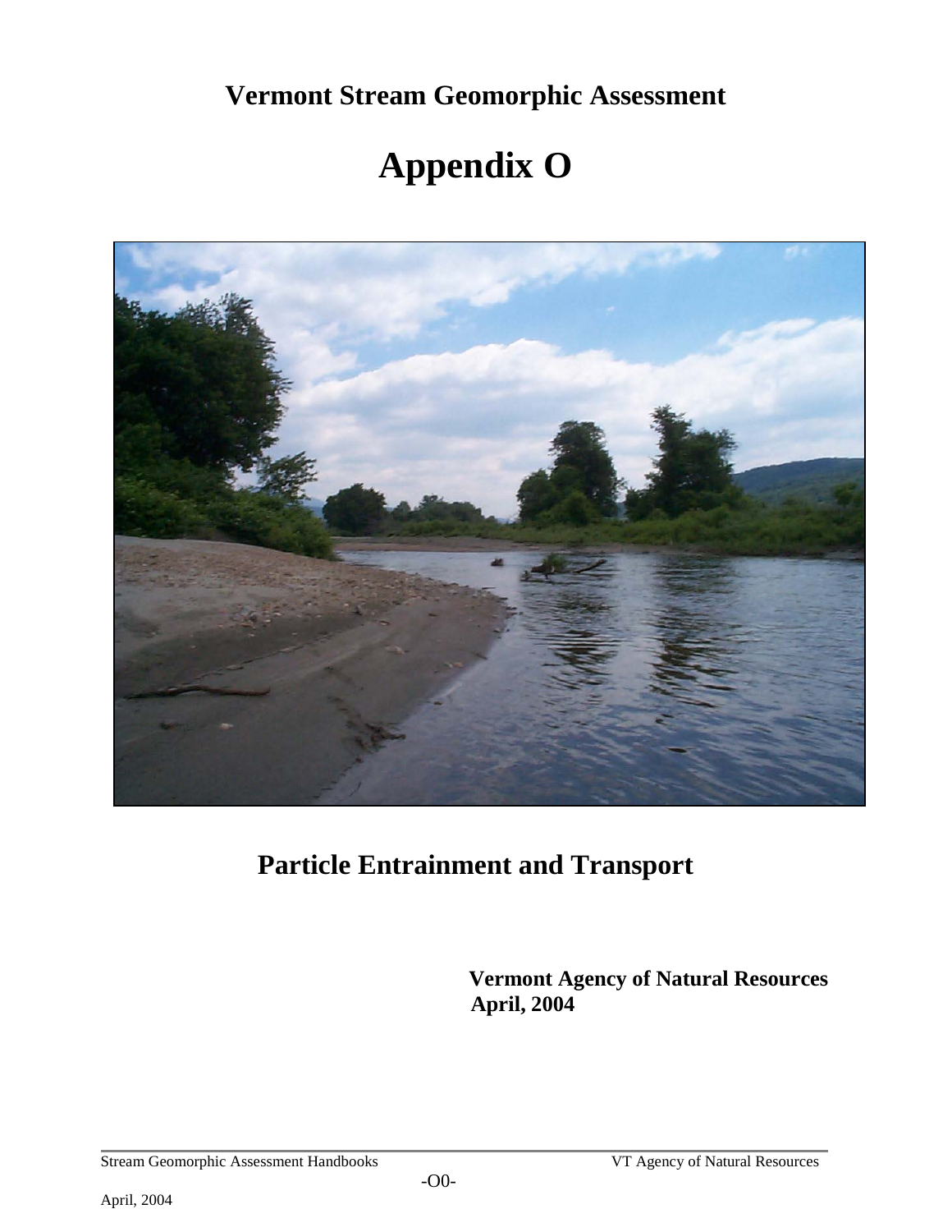# Vermont Stream Geomorphic Assessment

# Appendix O

## Particle Entrainment and Transport

**Vermont Agency of Natural Resources**
**April, 2004**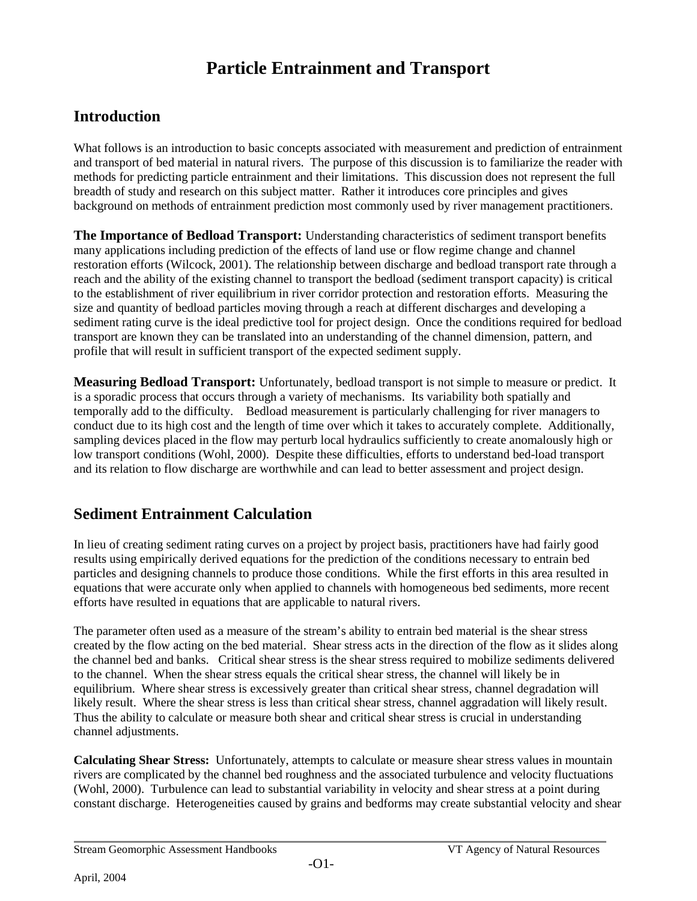# Particle Entrainment and Transport

## Introduction

What follows is an introduction to basic concepts associated with measurement and prediction of entrainment and transport of bed material in natural rivers. The purpose of this discussion is to familiarize the reader with methods for predicting particle entrainment and their limitations. This discussion does not represent the full breadth of study and research on this subject matter. Rather it introduces core principles and gives background on methods of entrainment prediction most commonly used by river management practitioners.

**The Importance of Bedload Transport:** Understanding characteristics of sediment transport benefits many applications including prediction of the effects of land use or flow regime change and channel restoration efforts (Wilcock, 2001). The relationship between discharge and bedload transport rate through a reach and the ability of the existing channel to transport the bedload (sediment transport capacity) is critical to the establishment of river equilibrium in river corridor protection and restoration efforts. Measuring the size and quantity of bedload particles moving through a reach at different discharges and developing a sediment rating curve is the ideal predictive tool for project design. Once the conditions required for bedload transport are known they can be translated into an understanding of the channel dimension, pattern, and profile that will result in sufficient transport of the expected sediment supply.

**Measuring Bedload Transport:** Unfortunately, bedload transport is not simple to measure or predict. It is a sporadic process that occurs through a variety of mechanisms. Its variability both spatially and temporally add to the difficulty. Bedload measurement is particularly challenging for river managers to conduct due to its high cost and the length of time over which it takes to accurately complete. Additionally, sampling devices placed in the flow may perturb local hydraulics sufficiently to create anomalously high or low transport conditions (Wohl, 2000). Despite these difficulties, efforts to understand bed-load transport and its relation to flow discharge are worthwhile and can lead to better assessment and project design.

## Sediment Entrainment Calculation

In lieu of creating sediment rating curves on a project by project basis, practitioners have had fairly good results using empirically derived equations for the prediction of the conditions necessary to entrain bed particles and designing channels to produce those conditions. While the first efforts in this area resulted in equations that were accurate only when applied to channels with homogeneous bed sediments, more recent efforts have resulted in equations that are applicable to natural rivers.

The parameter often used as a measure of the stream's ability to entrain bed material is the shear stress created by the flow acting on the bed material. Shear stress acts in the direction of the flow as it slides along the channel bed and banks. Critical shear stress is the shear stress required to mobilize sediments delivered to the channel. When the shear stress equals the critical shear stress, the channel will likely be in equilibrium. Where shear stress is excessively greater than critical shear stress, channel degradation will likely result. Where the shear stress is less than critical shear stress, channel aggradation will likely result. Thus the ability to calculate or measure both shear and critical shear stress is crucial in understanding channel adjustments.

**Calculating Shear Stress:** Unfortunately, attempts to calculate or measure shear stress values in mountain rivers are complicated by the channel bed roughness and the associated turbulence and velocity fluctuations (Wohl, 2000). Turbulence can lead to substantial variability in velocity and shear stress at a point during constant discharge. Heterogeneities caused by grains and bedforms may create substantial velocity and shear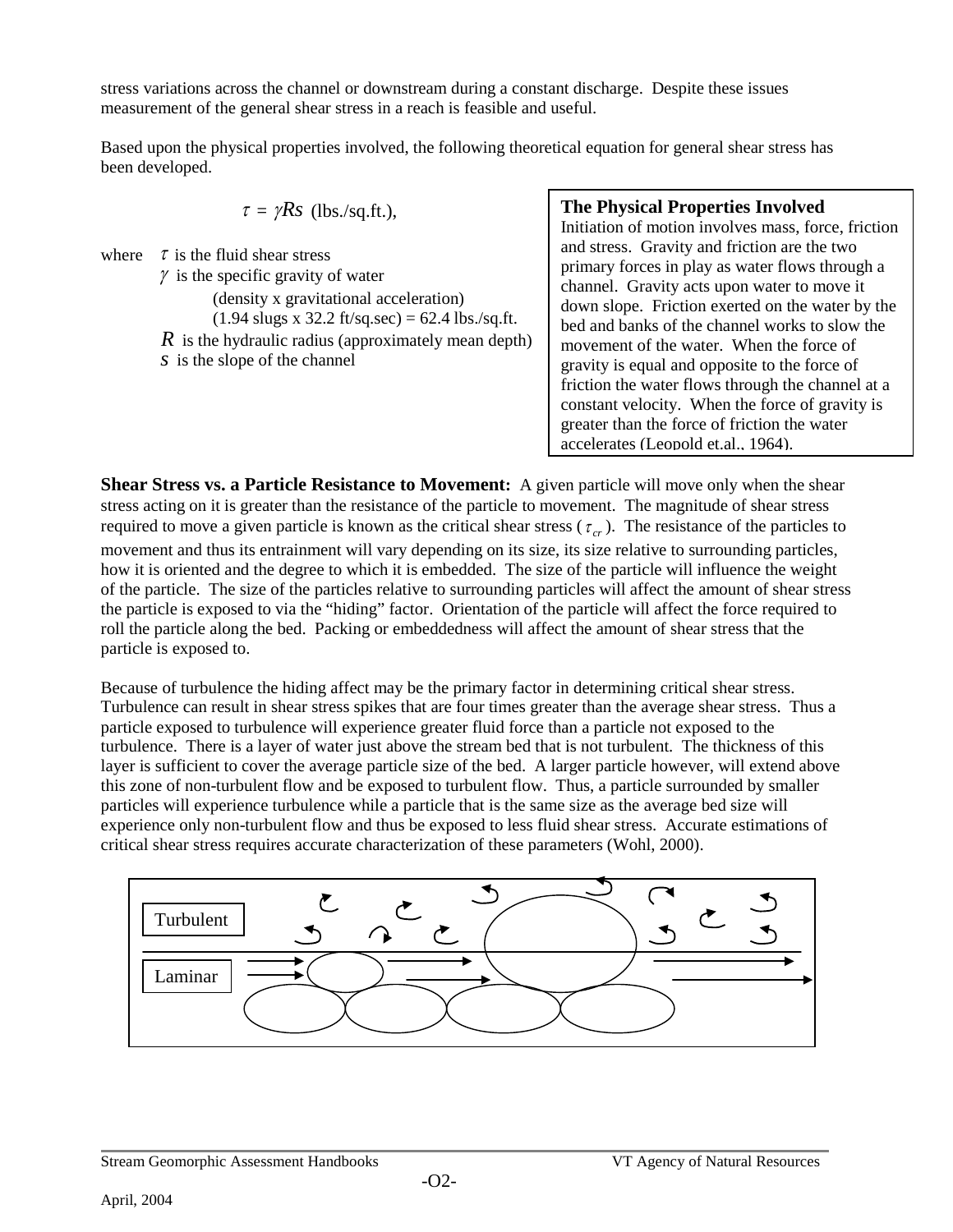stress variations across the channel or downstream during a constant discharge. Despite these issues measurement of the general shear stress in a reach is feasible and useful.

Based upon the physical properties involved, the following theoretical equation for general shear stress has been developed.

$$\tau = \gamma R s \text{ (lbs./sq.ft.)},$$

where $\tau$ is the fluid shear stress
$\gamma$ is the specific gravity of water
(density x gravitational acceleration)
(1.94 slugs x 32.2 ft/sq.sec) = 62.4 lbs./sq.ft.
$R$ is the hydraulic radius (approximately mean depth)
$s$ is the slope of the channel

**The Physical Properties Involved**
Initiation of motion involves mass, force, friction and stress. Gravity and friction are the two primary forces in play as water flows through a channel. Gravity acts upon water to move it down slope. Friction exerted on the water by the bed and banks of the channel works to slow the movement of the water. When the force of gravity is equal and opposite to the force of friction the water flows through the channel at a constant velocity. When the force of gravity is greater than the force of friction the water accelerates (Leopold et.al., 1964).

**Shear Stress vs. a Particle Resistance to Movement:** A given particle will move only when the shear stress acting on it is greater than the resistance of the particle to movement. The magnitude of shear stress required to move a given particle is known as the critical shear stress ($\tau_{cr}$). The resistance of the particles to movement and thus its entrainment will vary depending on its size, its size relative to surrounding particles, how it is oriented and the degree to which it is embedded. The size of the particle will influence the weight of the particle. The size of the particles relative to surrounding particles will affect the amount of shear stress the particle is exposed to via the "hiding" factor. Orientation of the particle will affect the force required to roll the particle along the bed. Packing or embeddedness will affect the amount of shear stress that the particle is exposed to.

Because of turbulence the hiding affect may be the primary factor in determining critical shear stress. Turbulence can result in shear stress spikes that are four times greater than the average shear stress. Thus a particle exposed to turbulence will experience greater fluid force than a particle not exposed to the turbulence. There is a layer of water just above the stream bed that is not turbulent. The thickness of this layer is sufficient to cover the average particle size of the bed. A larger particle however, will extend above this zone of non-turbulent flow and be exposed to turbulent flow. Thus, a particle surrounded by smaller particles will experience turbulence while a particle that is the same size as the average bed size will experience only non-turbulent flow and thus be exposed to less fluid shear stress. Accurate estimations of critical shear stress requires accurate characterization of these parameters (Wohl, 2000).

Turbulent

Laminar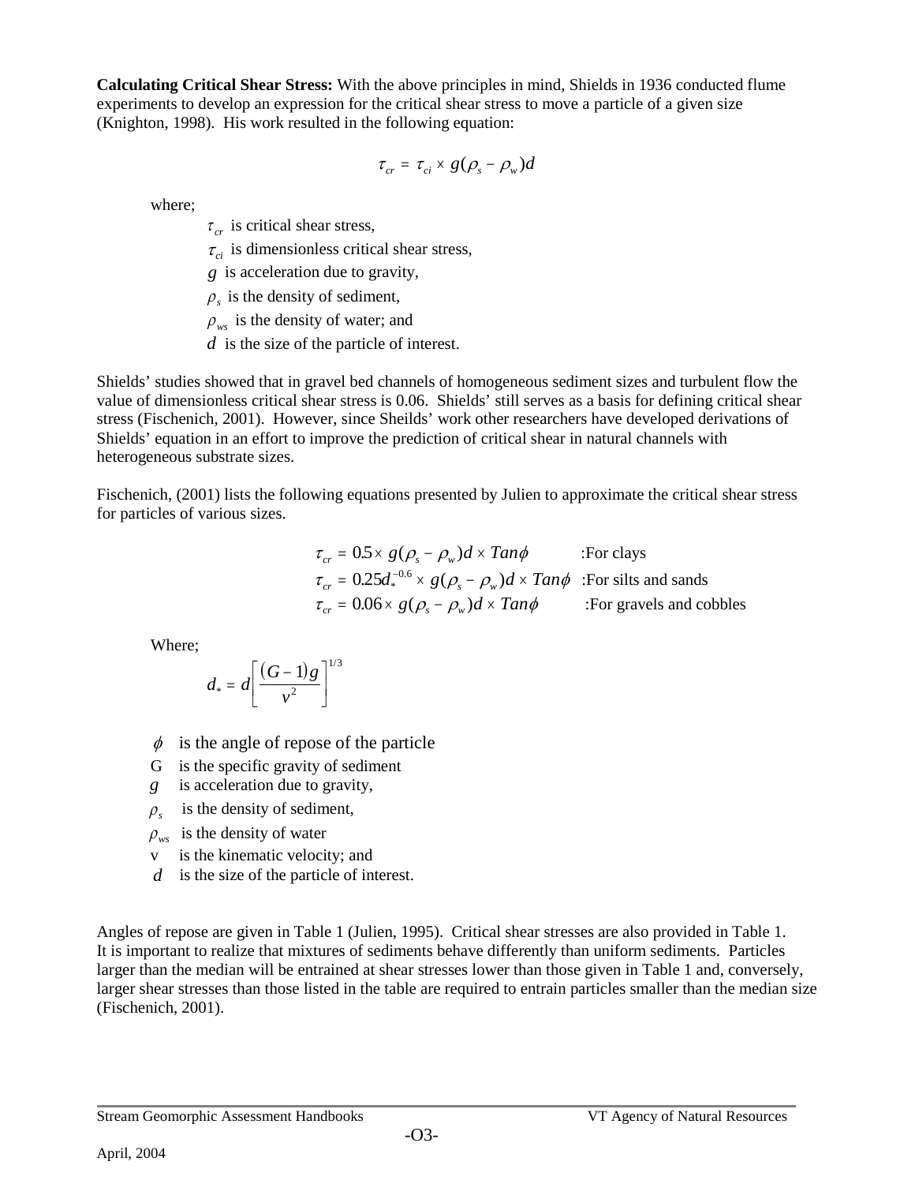**Calculating Critical Shear Stress:** With the above principles in mind, Shields in 1936 conducted flume experiments to develop an expression for the critical shear stress to move a particle of a given size (Knighton, 1998). His work resulted in the following equation:

$$\tau_{cr} = \tau_{ci} \times g(\rho_s - \rho_w)d$$

where;

- $\tau_{cr}$ is critical shear stress,
- $\tau_{ci}$ is dimensionless critical shear stress,
- $g$ is acceleration due to gravity,
- $\rho_s$ is the density of sediment,
- $\rho_{ws}$ is the density of water; and
- $d$ is the size of the particle of interest.

Shields' studies showed that in gravel bed channels of homogeneous sediment sizes and turbulent flow the value of dimensionless critical shear stress is 0.06. Shields' still serves as a basis for defining critical shear stress (Fischenich, 2001). However, since Sheilds' work other researchers have developed derivations of Shields' equation in an effort to improve the prediction of critical shear in natural channels with heterogeneous substrate sizes.

Fischenich, (2001) lists the following equations presented by Julien to approximate the critical shear stress for particles of various sizes.

$$\tau_{cr} = 0.5 \times g(\rho_s - \rho_w)d \times Tan\phi \quad \text{:For clays}$$

$$\tau_{cr} = 0.25 d_*^{-0.6} \times g(\rho_s - \rho_w)d \times Tan\phi \quad \text{:For silts and sands}$$

$$\tau_{cr} = 0.06 \times g(\rho_s - \rho_w)d \times Tan\phi \quad \text{:For gravels and cobbles}$$

Where;

$$d_* = d\left[\frac{(G-1)g}{v^2}\right]^{1/3}$$

- $\phi$ is the angle of repose of the particle
- G is the specific gravity of sediment
- $g$ is acceleration due to gravity,
- $\rho_s$ is the density of sediment,
- $\rho_{ws}$ is the density of water
- v is the kinematic velocity; and
- $d$ is the size of the particle of interest.

Angles of repose are given in Table 1 (Julien, 1995). Critical shear stresses are also provided in Table 1. It is important to realize that mixtures of sediments behave differently than uniform sediments. Particles larger than the median will be entrained at shear stresses lower than those given in Table 1 and, conversely, larger shear stresses than those listed in the table are required to entrain particles smaller than the median size (Fischenich, 2001).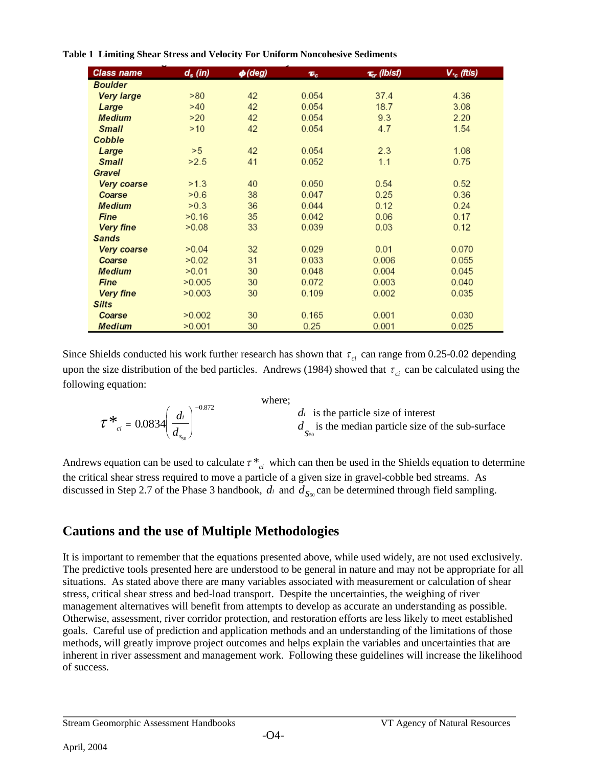**Table 1 Limiting Shear Stress and Velocity For Uniform Noncohesive Sediments**

| Class name | $d_s$ (in) | $\phi$(deg) | $\tau_c$ | $\tau_{cr}$ (lb/sf) | $V_{*c}$ (ft/s) |
|---|---|---|---|---|---|
| Boulder | | | | | |
| Very large | >80 | 42 | 0.054 | 37.4 | 4.36 |
| Large | >40 | 42 | 0.054 | 18.7 | 3.08 |
| Medium | >20 | 42 | 0.054 | 9.3 | 2.20 |
| Small | >10 | 42 | 0.054 | 4.7 | 1.54 |
| Cobble | | | | | |
| Large | >5 | 42 | 0.054 | 2.3 | 1.08 |
| Small | >2.5 | 41 | 0.052 | 1.1 | 0.75 |
| Gravel | | | | | |
| Very coarse | >1.3 | 40 | 0.050 | 0.54 | 0.52 |
| Coarse | >0.6 | 38 | 0.047 | 0.25 | 0.36 |
| Medium | >0.3 | 36 | 0.044 | 0.12 | 0.24 |
| Fine | >0.16 | 35 | 0.042 | 0.06 | 0.17 |
| Very fine | >0.08 | 33 | 0.039 | 0.03 | 0.12 |
| Sands | | | | | |
| Very coarse | >0.04 | 32 | 0.029 | 0.01 | 0.070 |
| Coarse | >0.02 | 31 | 0.033 | 0.006 | 0.055 |
| Medium | >0.01 | 30 | 0.048 | 0.004 | 0.045 |
| Fine | >0.005 | 30 | 0.072 | 0.003 | 0.040 |
| Very fine | >0.003 | 30 | 0.109 | 0.002 | 0.035 |
| Silts | | | | | |
| Coarse | >0.002 | 30 | 0.165 | 0.001 | 0.030 |
| Medium | >0.001 | 30 | 0.25 | 0.001 | 0.025 |

Since Shields conducted his work further research has shown that $\tau_{ci}$ can range from 0.25-0.02 depending upon the size distribution of the bed particles. Andrews (1984) showed that $\tau_{ci}$ can be calculated using the following equation:

$$\tau^*_{ci} = 0.0834\left(\frac{d_i}{d_{S_{50}}}\right)^{-0.872}$$

where;

$d_i$ is the particle size of interest

$d_{S_{50}}$ is the median particle size of the sub-surface

Andrews equation can be used to calculate $\tau^*_{ci}$ which can then be used in the Shields equation to determine the critical shear stress required to move a particle of a given size in gravel-cobble bed streams. As discussed in Step 2.7 of the Phase 3 handbook, $d_i$ and $d_{S_{50}}$ can be determined through field sampling.

## Cautions and the use of Multiple Methodologies

It is important to remember that the equations presented above, while used widely, are not used exclusively. The predictive tools presented here are understood to be general in nature and may not be appropriate for all situations. As stated above there are many variables associated with measurement or calculation of shear stress, critical shear stress and bed-load transport. Despite the uncertainties, the weighing of river management alternatives will benefit from attempts to develop as accurate an understanding as possible. Otherwise, assessment, river corridor protection, and restoration efforts are less likely to meet established goals. Careful use of prediction and application methods and an understanding of the limitations of those methods, will greatly improve project outcomes and helps explain the variables and uncertainties that are inherent in river assessment and management work. Following these guidelines will increase the likelihood of success.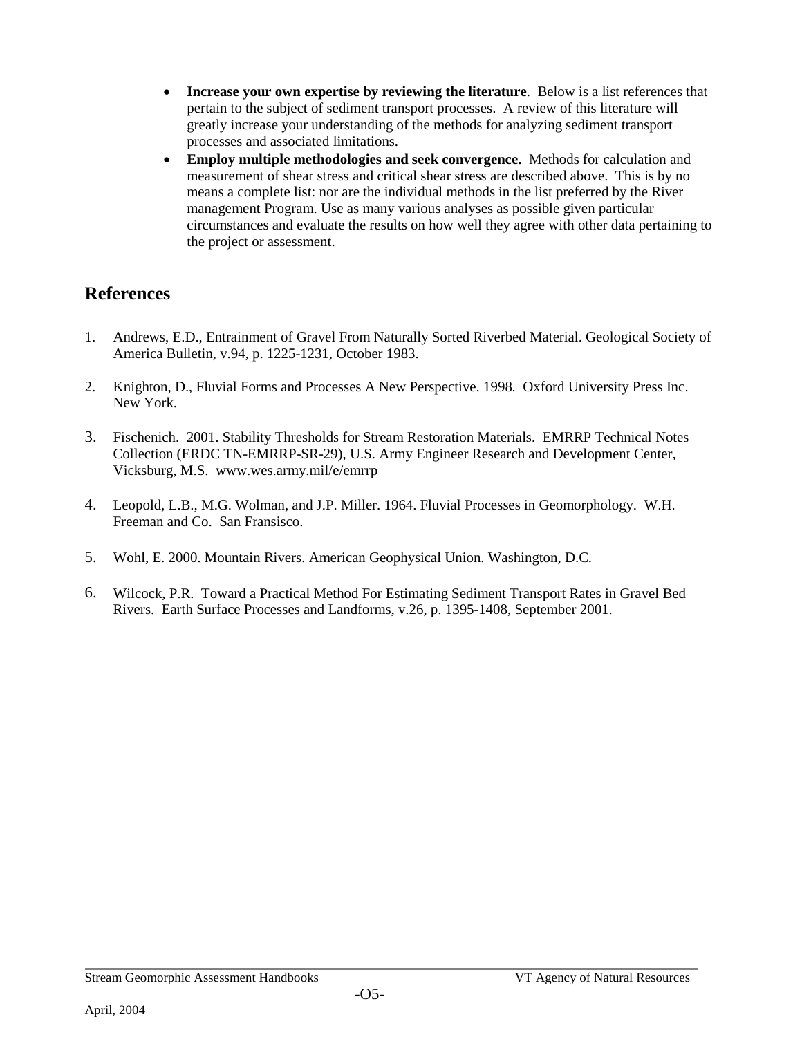- **Increase your own expertise by reviewing the literature**. Below is a list references that pertain to the subject of sediment transport processes. A review of this literature will greatly increase your understanding of the methods for analyzing sediment transport processes and associated limitations.
- **Employ multiple methodologies and seek convergence.** Methods for calculation and measurement of shear stress and critical shear stress are described above. This is by no means a complete list: nor are the individual methods in the list preferred by the River management Program. Use as many various analyses as possible given particular circumstances and evaluate the results on how well they agree with other data pertaining to the project or assessment.

## References

1. Andrews, E.D., Entrainment of Gravel From Naturally Sorted Riverbed Material. Geological Society of America Bulletin, v.94, p. 1225-1231, October 1983.

2. Knighton, D., Fluvial Forms and Processes A New Perspective. 1998. Oxford University Press Inc. New York.

3. Fischenich. 2001. Stability Thresholds for Stream Restoration Materials. EMRRP Technical Notes Collection (ERDC TN-EMRRP-SR-29), U.S. Army Engineer Research and Development Center, Vicksburg, M.S. www.wes.army.mil/e/emrrp

4. Leopold, L.B., M.G. Wolman, and J.P. Miller. 1964. Fluvial Processes in Geomorphology. W.H. Freeman and Co. San Fransisco.

5. Wohl, E. 2000. Mountain Rivers. American Geophysical Union. Washington, D.C.

6. Wilcock, P.R. Toward a Practical Method For Estimating Sediment Transport Rates in Gravel Bed Rivers. Earth Surface Processes and Landforms, v.26, p. 1395-1408, September 2001.